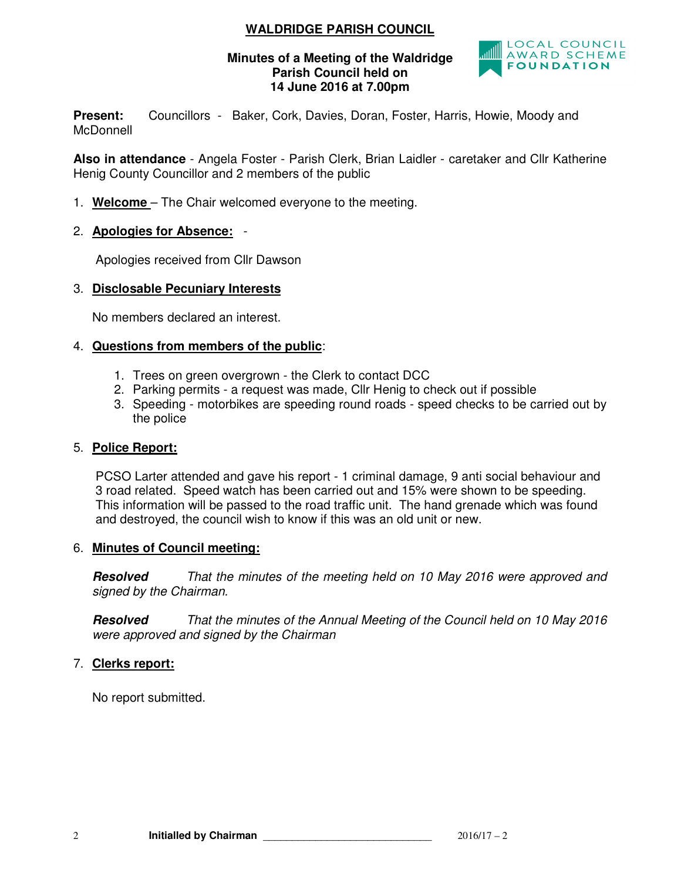# WALDRIDGE PARISH COUNCIL

**Minutes of a Meeting of the Waldridge Parish Council held on 14 June 2016 at 7.00pm**

**Present:** Councillors - Baker, Cork, Davies, Doran, Foster, Harris, Howie, Moody and McDonnell

**Also in attendance** - Angela Foster - Parish Clerk, Brian Laidlier - caretaker and Cllr Katherine Henig County Councillor and 2 members of the public

1. **Welcome** – The Chair welcomed everyone to the meeting.

2. **Apologies for Absence:** -

   Apologies received from Cllr Dawson

3. **Disclosable Pecuniary Interests**

   No members declared an interest.

4. **Questions from members of the public**:

   1. Trees on green overgrown - the Clerk to contact DCC
   2. Parking permits - a request was made, Cllr Henig to check out if possible
   3. Speeding - motorbikes are speeding round roads - speed checks to be carried out by the police

5. **Police Report:**

   PCSO Larter attended and gave his report - 1 criminal damage, 9 anti social behaviour and 3 road related. Speed watch has been carried out and 15% were shown to be speeding. This information will be passed to the road traffic unit. The hand grenade which was found and destroyed, the council wish to know if this was an old unit or new.

6. **Minutes of Council meeting:**

   ***Resolved*** *That the minutes of the meeting held on 10 May 2016 were approved and signed by the Chairman.*

   ***Resolved*** *That the minutes of the Annual Meeting of the Council held on 10 May 2016 were approved and signed by the Chairman*

7. **Clerks report:**

   No report submitted.

**Initialled by Chairman** _____________________________ 2016/17 – 2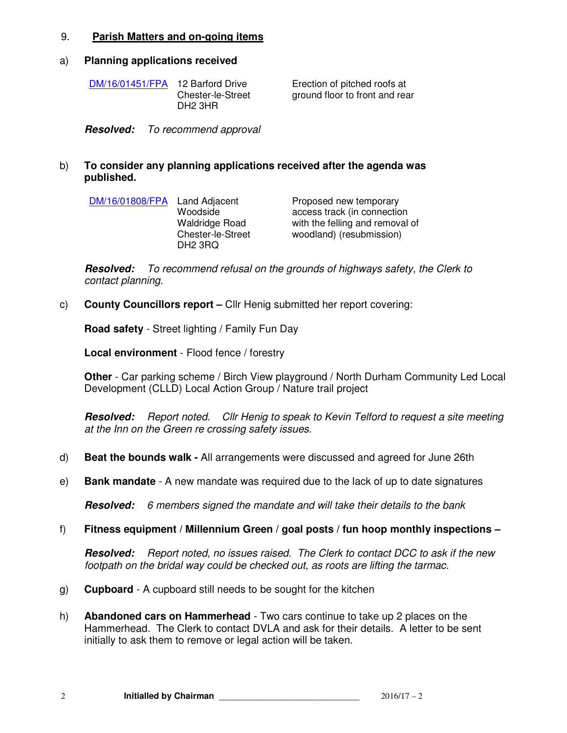9. **Parish Matters and on-going items**

a) **Planning applications received**

| DM/16/01451/FPA | 12 Barford Drive Chester-le-Street DH2 3HR | Erection of pitched roofs at ground floor to front and rear |
|---|---|---|

***Resolved:*** *To recommend approval*

b) **To consider any planning applications received after the agenda was published.**

| DM/16/01808/FPA | Land Adjacent Woodside Waldridge Road Chester-le-Street DH2 3RQ | Proposed new temporary access track (in connection with the felling and removal of woodland) (resubmission) |
|---|---|---|

***Resolved:*** *To recommend refusal on the grounds of highways safety, the Clerk to contact planning.*

c) **County Councillors report –** Cllr Henig submitted her report covering:

**Road safety** - Street lighting / Family Fun Day

**Local environment** - Flood fence / forestry

**Other** - Car parking scheme / Birch View playground / North Durham Community Led Local Development (CLLD) Local Action Group / Nature trail project

***Resolved:*** *Report noted. Cllr Henig to speak to Kevin Telford to request a site meeting at the Inn on the Green re crossing safety issues.*

d) **Beat the bounds walk -** All arrangements were discussed and agreed for June 26th

e) **Bank mandate** - A new mandate was required due to the lack of up to date signatures

***Resolved:*** *6 members signed the mandate and will take their details to the bank*

f) **Fitness equipment / Millennium Green / goal posts / fun hoop monthly inspections –**

***Resolved:*** *Report noted, no issues raised. The Clerk to contact DCC to ask if the new footpath on the bridal way could be checked out, as roots are lifting the tarmac.*

g) **Cupboard** - A cupboard still needs to be sought for the kitchen

h) **Abandoned cars on Hammerhead** - Two cars continue to take up 2 places on the Hammerhead. The Clerk to contact DVLA and ask for their details. A letter to be sent initially to ask them to remove or legal action will be taken.

**Initialled by Chairman** ______________________________ 2016/17 – 2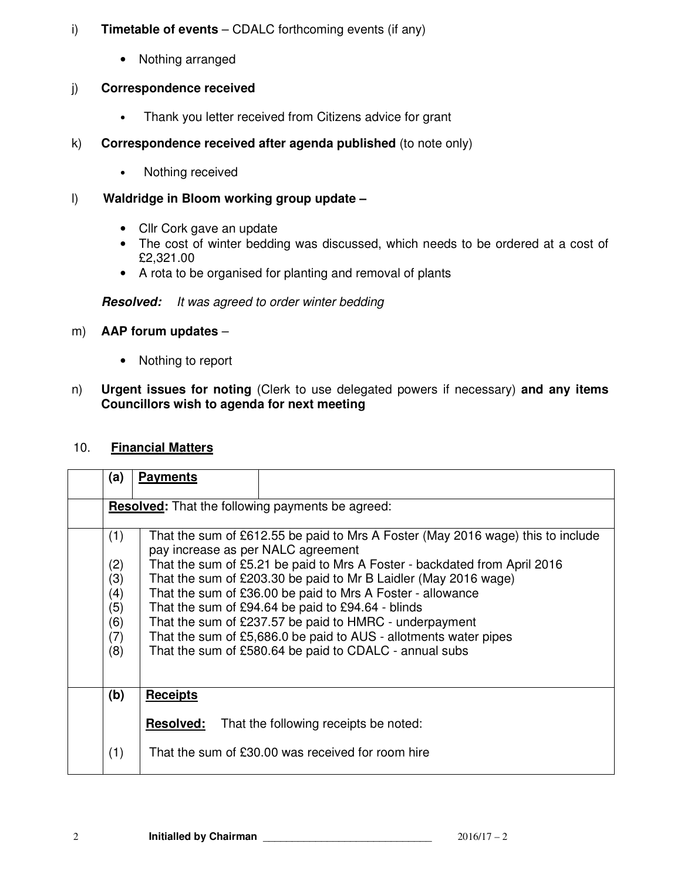i) **Timetable of events** – CDALC forthcoming events (if any)

- Nothing arranged

j) **Correspondence received**

- Thank you letter received from Citizens advice for grant

k) **Correspondence received after agenda published** (to note only)

- Nothing received

l) **Waldridge in Bloom working group update –**

- Cllr Cork gave an update
- The cost of winter bedding was discussed, which needs to be ordered at a cost of £2,321.00
- A rota to be organised for planting and removal of plants

***Resolved:*** *It was agreed to order winter bedding*

m) **AAP forum updates** –

- Nothing to report

n) **Urgent issues for noting** (Clerk to use delegated powers if necessary) **and any items Councillors wish to agenda for next meeting**

## 10. Financial Matters

| | | |
|---|---|---|
| | **(a)** | **Payments** |
| | **Resolved:** That the following payments be agreed: | |
| | (1) | That the sum of £612.55 be paid to Mrs A Foster (May 2016 wage) this to include pay increase as per NALC agreement |
| | (2) | That the sum of £5.21 be paid to Mrs A Foster - backdated from April 2016 |
| | (3) | That the sum of £203.30 be paid to Mr B Laidler (May 2016 wage) |
| | (4) | That the sum of £36.00 be paid to Mrs A Foster - allowance |
| | (5) | That the sum of £94.64 be paid to £94.64 - blinds |
| | (6) | That the sum of £237.57 be paid to HMRC - underpayment |
| | (7) | That the sum of £5,686.0 be paid to AUS - allotments water pipes |
| | (8) | That the sum of £580.64 be paid to CDALC - annual subs |
| | **(b)** | **Receipts** |
| | | **Resolved:** That the following receipts be noted: |
| | (1) | That the sum of £30.00 was received for room hire |

**Initialled by Chairman** ______________________________ 2016/17 – 2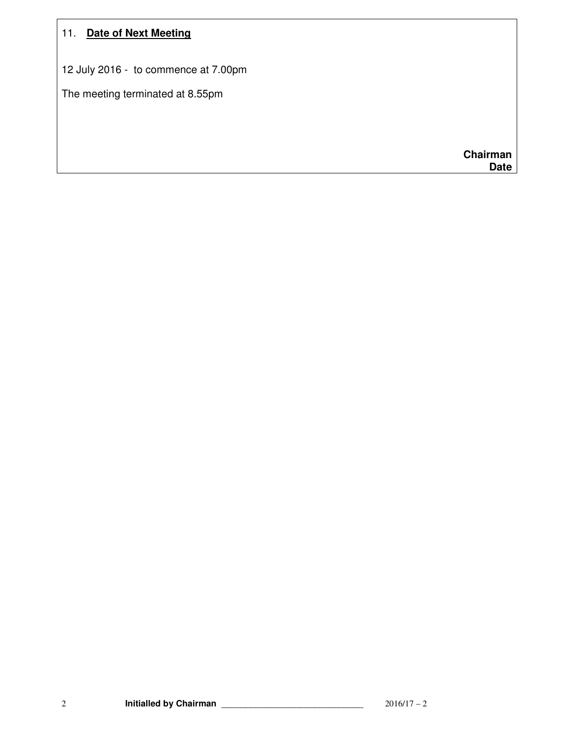## 11. **Date of Next Meeting**

12 July 2016 - to commence at 7.00pm

The meeting terminated at 8.55pm

**Chairman**
**Date**

**Initialled by Chairman** ______________________________ 2016/17 – 2